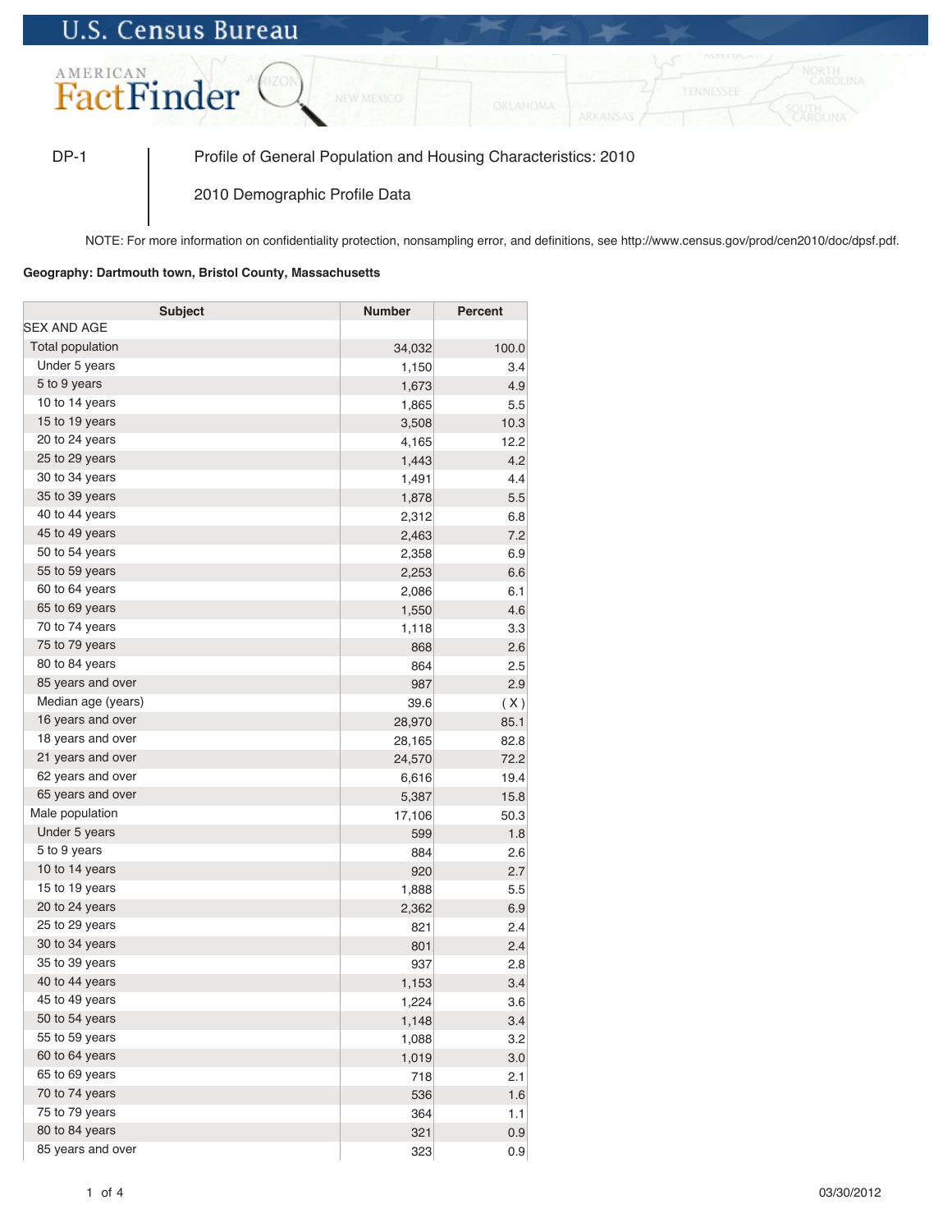U.S. Census Bureau

AMERICAN FactFinder

DP-1 | Profile of General Population and Housing Characteristics: 2010

2010 Demographic Profile Data

NOTE: For more information on confidentiality protection, nonsampling error, and definitions, see http://www.census.gov/prod/cen2010/doc/dpsf.pdf.

**Geography: Dartmouth town, Bristol County, Massachusetts**

| Subject | Number | Percent |
|---|---|---|
| SEX AND AGE | | |
| Total population | 34,032 | 100.0 |
| Under 5 years | 1,150 | 3.4 |
| 5 to 9 years | 1,673 | 4.9 |
| 10 to 14 years | 1,865 | 5.5 |
| 15 to 19 years | 3,508 | 10.3 |
| 20 to 24 years | 4,165 | 12.2 |
| 25 to 29 years | 1,443 | 4.2 |
| 30 to 34 years | 1,491 | 4.4 |
| 35 to 39 years | 1,878 | 5.5 |
| 40 to 44 years | 2,312 | 6.8 |
| 45 to 49 years | 2,463 | 7.2 |
| 50 to 54 years | 2,358 | 6.9 |
| 55 to 59 years | 2,253 | 6.6 |
| 60 to 64 years | 2,086 | 6.1 |
| 65 to 69 years | 1,550 | 4.6 |
| 70 to 74 years | 1,118 | 3.3 |
| 75 to 79 years | 868 | 2.6 |
| 80 to 84 years | 864 | 2.5 |
| 85 years and over | 987 | 2.9 |
| Median age (years) | 39.6 | ( X ) |
| 16 years and over | 28,970 | 85.1 |
| 18 years and over | 28,165 | 82.8 |
| 21 years and over | 24,570 | 72.2 |
| 62 years and over | 6,616 | 19.4 |
| 65 years and over | 5,387 | 15.8 |
| Male population | 17,106 | 50.3 |
| Under 5 years | 599 | 1.8 |
| 5 to 9 years | 884 | 2.6 |
| 10 to 14 years | 920 | 2.7 |
| 15 to 19 years | 1,888 | 5.5 |
| 20 to 24 years | 2,362 | 6.9 |
| 25 to 29 years | 821 | 2.4 |
| 30 to 34 years | 801 | 2.4 |
| 35 to 39 years | 937 | 2.8 |
| 40 to 44 years | 1,153 | 3.4 |
| 45 to 49 years | 1,224 | 3.6 |
| 50 to 54 years | 1,148 | 3.4 |
| 55 to 59 years | 1,088 | 3.2 |
| 60 to 64 years | 1,019 | 3.0 |
| 65 to 69 years | 718 | 2.1 |
| 70 to 74 years | 536 | 1.6 |
| 75 to 79 years | 364 | 1.1 |
| 80 to 84 years | 321 | 0.9 |
| 85 years and over | 323 | 0.9 |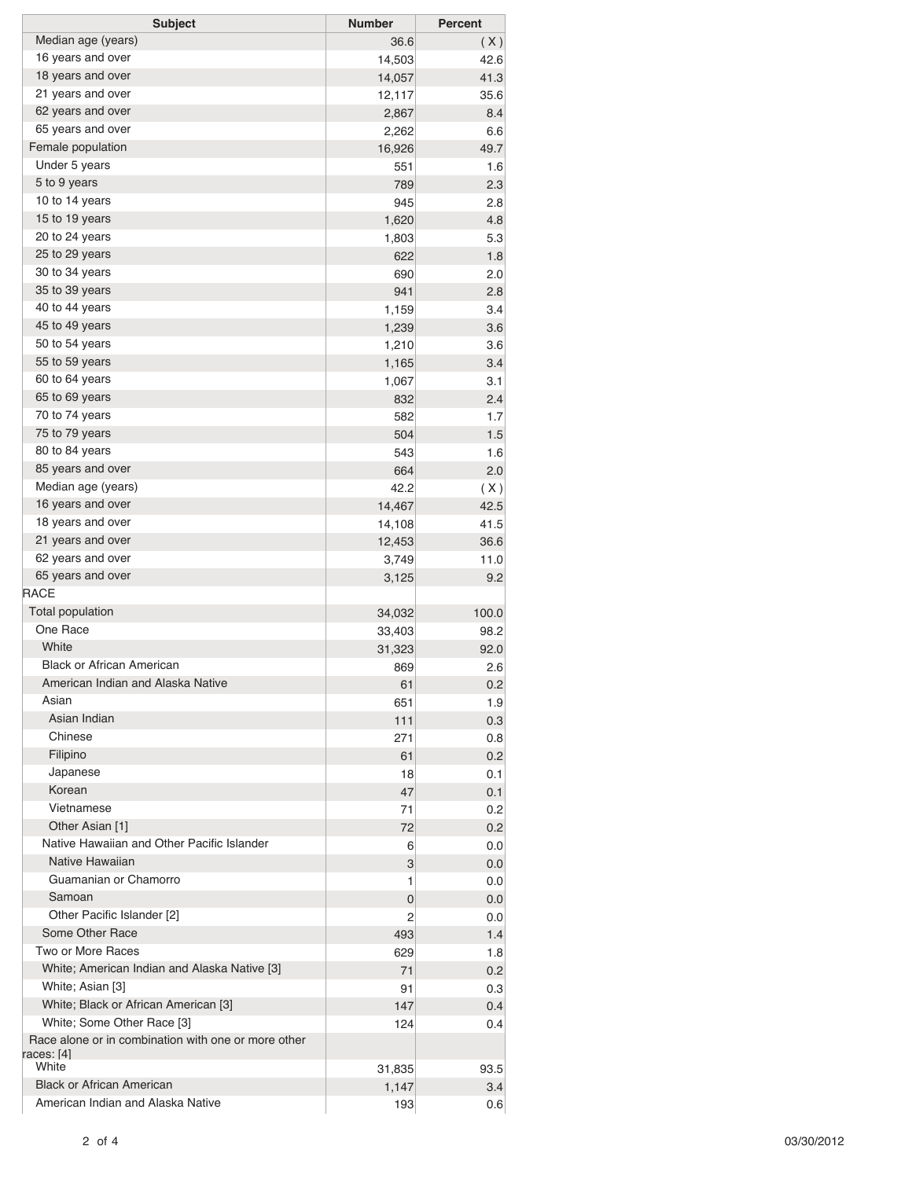| Subject | Number | Percent |
|---|---|---|
| Median age (years) | 36.6 | ( X ) |
| 16 years and over | 14,503 | 42.6 |
| 18 years and over | 14,057 | 41.3 |
| 21 years and over | 12,117 | 35.6 |
| 62 years and over | 2,867 | 8.4 |
| 65 years and over | 2,262 | 6.6 |
| Female population | 16,926 | 49.7 |
| Under 5 years | 551 | 1.6 |
| 5 to 9 years | 789 | 2.3 |
| 10 to 14 years | 945 | 2.8 |
| 15 to 19 years | 1,620 | 4.8 |
| 20 to 24 years | 1,803 | 5.3 |
| 25 to 29 years | 622 | 1.8 |
| 30 to 34 years | 690 | 2.0 |
| 35 to 39 years | 941 | 2.8 |
| 40 to 44 years | 1,159 | 3.4 |
| 45 to 49 years | 1,239 | 3.6 |
| 50 to 54 years | 1,210 | 3.6 |
| 55 to 59 years | 1,165 | 3.4 |
| 60 to 64 years | 1,067 | 3.1 |
| 65 to 69 years | 832 | 2.4 |
| 70 to 74 years | 582 | 1.7 |
| 75 to 79 years | 504 | 1.5 |
| 80 to 84 years | 543 | 1.6 |
| 85 years and over | 664 | 2.0 |
| Median age (years) | 42.2 | ( X ) |
| 16 years and over | 14,467 | 42.5 |
| 18 years and over | 14,108 | 41.5 |
| 21 years and over | 12,453 | 36.6 |
| 62 years and over | 3,749 | 11.0 |
| 65 years and over | 3,125 | 9.2 |
| RACE | | |
| Total population | 34,032 | 100.0 |
| One Race | 33,403 | 98.2 |
| White | 31,323 | 92.0 |
| Black or African American | 869 | 2.6 |
| American Indian and Alaska Native | 61 | 0.2 |
| Asian | 651 | 1.9 |
| Asian Indian | 111 | 0.3 |
| Chinese | 271 | 0.8 |
| Filipino | 61 | 0.2 |
| Japanese | 18 | 0.1 |
| Korean | 47 | 0.1 |
| Vietnamese | 71 | 0.2 |
| Other Asian [1] | 72 | 0.2 |
| Native Hawaiian and Other Pacific Islander | 6 | 0.0 |
| Native Hawaiian | 3 | 0.0 |
| Guamanian or Chamorro | 1 | 0.0 |
| Samoan | 0 | 0.0 |
| Other Pacific Islander [2] | 2 | 0.0 |
| Some Other Race | 493 | 1.4 |
| Two or More Races | 629 | 1.8 |
| White; American Indian and Alaska Native [3] | 71 | 0.2 |
| White; Asian [3] | 91 | 0.3 |
| White; Black or African American [3] | 147 | 0.4 |
| White; Some Other Race [3] | 124 | 0.4 |
| Race alone or in combination with one or more other races: [4] | | |
| White | 31,835 | 93.5 |
| Black or African American | 1,147 | 3.4 |
| American Indian and Alaska Native | 193 | 0.6 |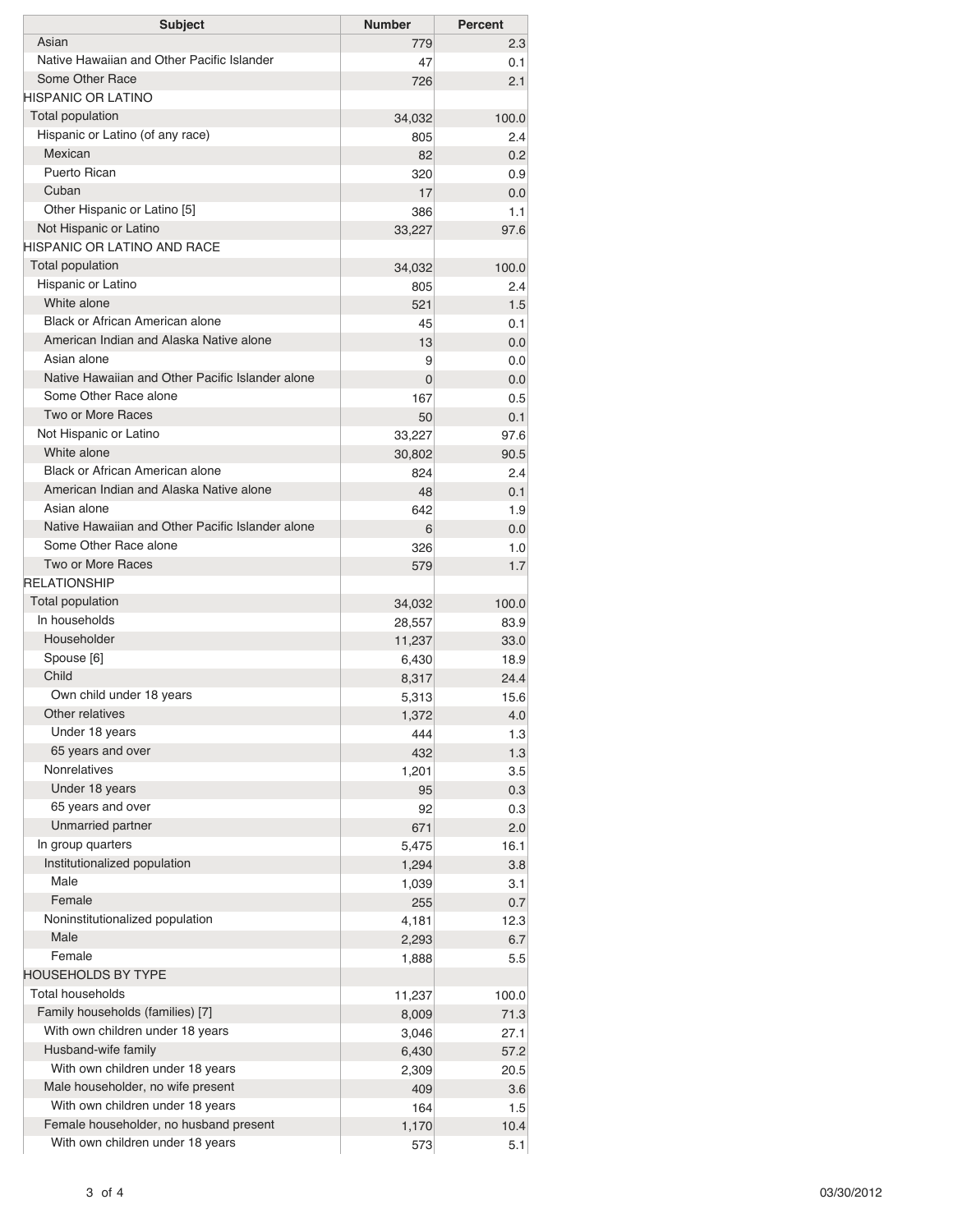| Subject | Number | Percent |
|---|---|---|
| Asian | 779 | 2.3 |
| Native Hawaiian and Other Pacific Islander | 47 | 0.1 |
| Some Other Race | 726 | 2.1 |
| HISPANIC OR LATINO | | |
| Total population | 34,032 | 100.0 |
| Hispanic or Latino (of any race) | 805 | 2.4 |
| Mexican | 82 | 0.2 |
| Puerto Rican | 320 | 0.9 |
| Cuban | 17 | 0.0 |
| Other Hispanic or Latino [5] | 386 | 1.1 |
| Not Hispanic or Latino | 33,227 | 97.6 |
| HISPANIC OR LATINO AND RACE | | |
| Total population | 34,032 | 100.0 |
| Hispanic or Latino | 805 | 2.4 |
| White alone | 521 | 1.5 |
| Black or African American alone | 45 | 0.1 |
| American Indian and Alaska Native alone | 13 | 0.0 |
| Asian alone | 9 | 0.0 |
| Native Hawaiian and Other Pacific Islander alone | 0 | 0.0 |
| Some Other Race alone | 167 | 0.5 |
| Two or More Races | 50 | 0.1 |
| Not Hispanic or Latino | 33,227 | 97.6 |
| White alone | 30,802 | 90.5 |
| Black or African American alone | 824 | 2.4 |
| American Indian and Alaska Native alone | 48 | 0.1 |
| Asian alone | 642 | 1.9 |
| Native Hawaiian and Other Pacific Islander alone | 6 | 0.0 |
| Some Other Race alone | 326 | 1.0 |
| Two or More Races | 579 | 1.7 |
| RELATIONSHIP | | |
| Total population | 34,032 | 100.0 |
| In households | 28,557 | 83.9 |
| Householder | 11,237 | 33.0 |
| Spouse [6] | 6,430 | 18.9 |
| Child | 8,317 | 24.4 |
| Own child under 18 years | 5,313 | 15.6 |
| Other relatives | 1,372 | 4.0 |
| Under 18 years | 444 | 1.3 |
| 65 years and over | 432 | 1.3 |
| Nonrelatives | 1,201 | 3.5 |
| Under 18 years | 95 | 0.3 |
| 65 years and over | 92 | 0.3 |
| Unmarried partner | 671 | 2.0 |
| In group quarters | 5,475 | 16.1 |
| Institutionalized population | 1,294 | 3.8 |
| Male | 1,039 | 3.1 |
| Female | 255 | 0.7 |
| Noninstitutionalized population | 4,181 | 12.3 |
| Male | 2,293 | 6.7 |
| Female | 1,888 | 5.5 |
| HOUSEHOLDS BY TYPE | | |
| Total households | 11,237 | 100.0 |
| Family households (families) [7] | 8,009 | 71.3 |
| With own children under 18 years | 3,046 | 27.1 |
| Husband-wife family | 6,430 | 57.2 |
| With own children under 18 years | 2,309 | 20.5 |
| Male householder, no wife present | 409 | 3.6 |
| With own children under 18 years | 164 | 1.5 |
| Female householder, no husband present | 1,170 | 10.4 |
| With own children under 18 years | 573 | 5.1 |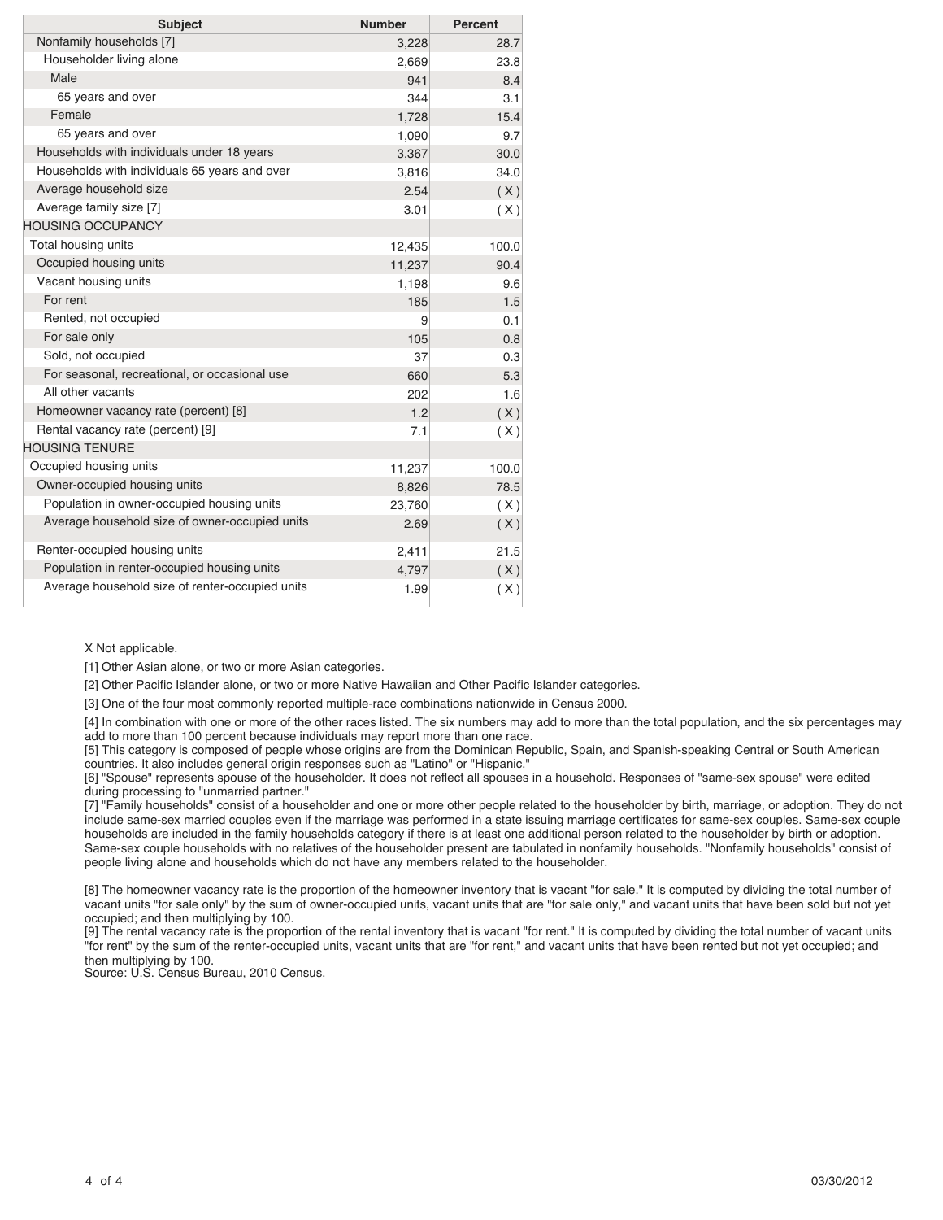| Subject | Number | Percent |
|---|---|---|
| Nonfamily households [7] | 3,228 | 28.7 |
| Householder living alone | 2,669 | 23.8 |
| Male | 941 | 8.4 |
| 65 years and over | 344 | 3.1 |
| Female | 1,728 | 15.4 |
| 65 years and over | 1,090 | 9.7 |
| Households with individuals under 18 years | 3,367 | 30.0 |
| Households with individuals 65 years and over | 3,816 | 34.0 |
| Average household size | 2.54 | ( X ) |
| Average family size [7] | 3.01 | ( X ) |
| HOUSING OCCUPANCY | | |
| Total housing units | 12,435 | 100.0 |
| Occupied housing units | 11,237 | 90.4 |
| Vacant housing units | 1,198 | 9.6 |
| For rent | 185 | 1.5 |
| Rented, not occupied | 9 | 0.1 |
| For sale only | 105 | 0.8 |
| Sold, not occupied | 37 | 0.3 |
| For seasonal, recreational, or occasional use | 660 | 5.3 |
| All other vacants | 202 | 1.6 |
| Homeowner vacancy rate (percent) [8] | 1.2 | ( X ) |
| Rental vacancy rate (percent) [9] | 7.1 | ( X ) |
| HOUSING TENURE | | |
| Occupied housing units | 11,237 | 100.0 |
| Owner-occupied housing units | 8,826 | 78.5 |
| Population in owner-occupied housing units | 23,760 | ( X ) |
| Average household size of owner-occupied units | 2.69 | ( X ) |
| Renter-occupied housing units | 2,411 | 21.5 |
| Population in renter-occupied housing units | 4,797 | ( X ) |
| Average household size of renter-occupied units | 1.99 | ( X ) |

X Not applicable.

[1] Other Asian alone, or two or more Asian categories.

[2] Other Pacific Islander alone, or two or more Native Hawaiian and Other Pacific Islander categories.

[3] One of the four most commonly reported multiple-race combinations nationwide in Census 2000.

[4] In combination with one or more of the other races listed. The six numbers may add to more than the total population, and the six percentages may add to more than 100 percent because individuals may report more than one race.

[5] This category is composed of people whose origins are from the Dominican Republic, Spain, and Spanish-speaking Central or South American countries. It also includes general origin responses such as "Latino" or "Hispanic."

[6] "Spouse" represents spouse of the householder. It does not reflect all spouses in a household. Responses of "same-sex spouse" were edited during processing to "unmarried partner."

[7] "Family households" consist of a householder and one or more other people related to the householder by birth, marriage, or adoption. They do not include same-sex married couples even if the marriage was performed in a state issuing marriage certificates for same-sex couples. Same-sex couple households are included in the family households category if there is at least one additional person related to the householder by birth or adoption. Same-sex couple households with no relatives of the householder present are tabulated in nonfamily households. "Nonfamily households" consist of people living alone and households which do not have any members related to the householder.

[8] The homeowner vacancy rate is the proportion of the homeowner inventory that is vacant "for sale." It is computed by dividing the total number of vacant units "for sale only" by the sum of owner-occupied units, vacant units that are "for sale only," and vacant units that have been sold but not yet occupied; and then multiplying by 100.

[9] The rental vacancy rate is the proportion of the rental inventory that is vacant "for rent." It is computed by dividing the total number of vacant units "for rent" by the sum of the renter-occupied units, vacant units that are "for rent," and vacant units that have been rented but not yet occupied; and then multiplying by 100.

Source: U.S. Census Bureau, 2010 Census.